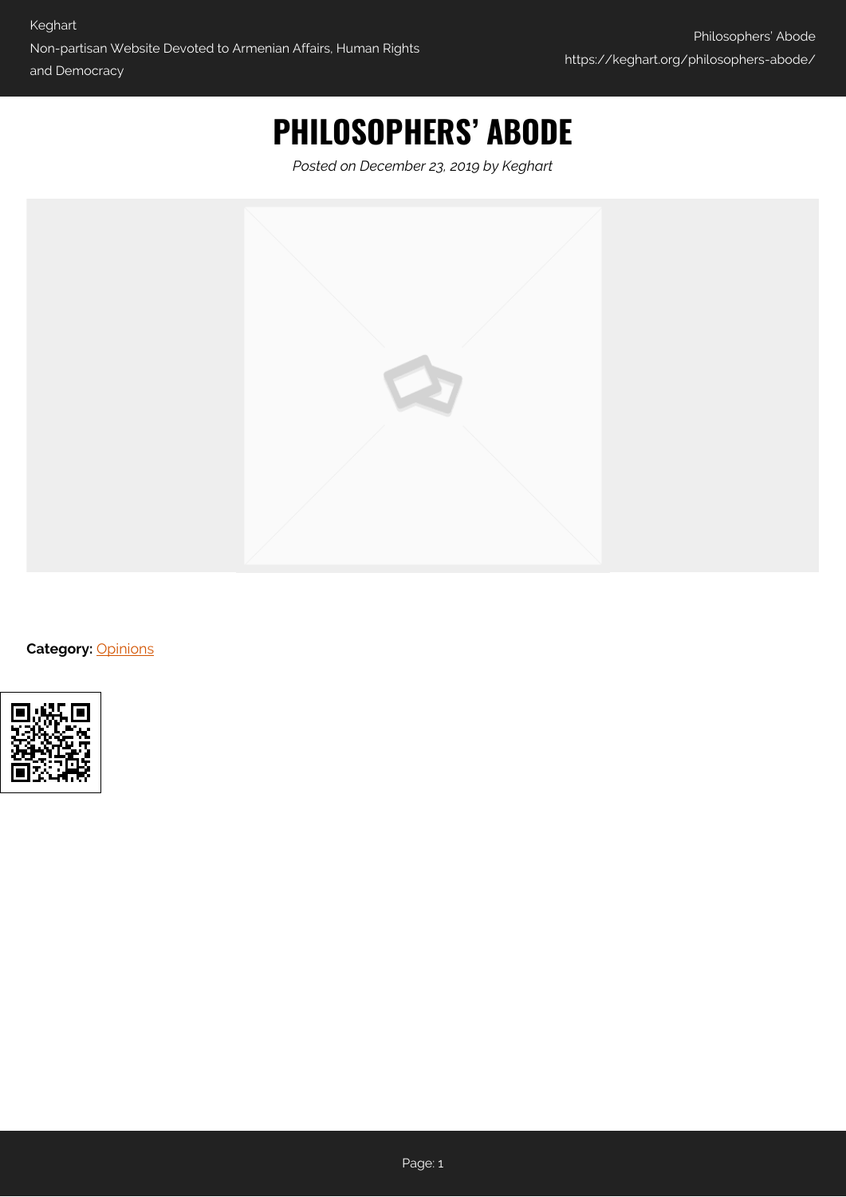# PHILOSOPHERS' ABODE

*Posted on December 23, 2019 by Keghart*

**Category:** Opinions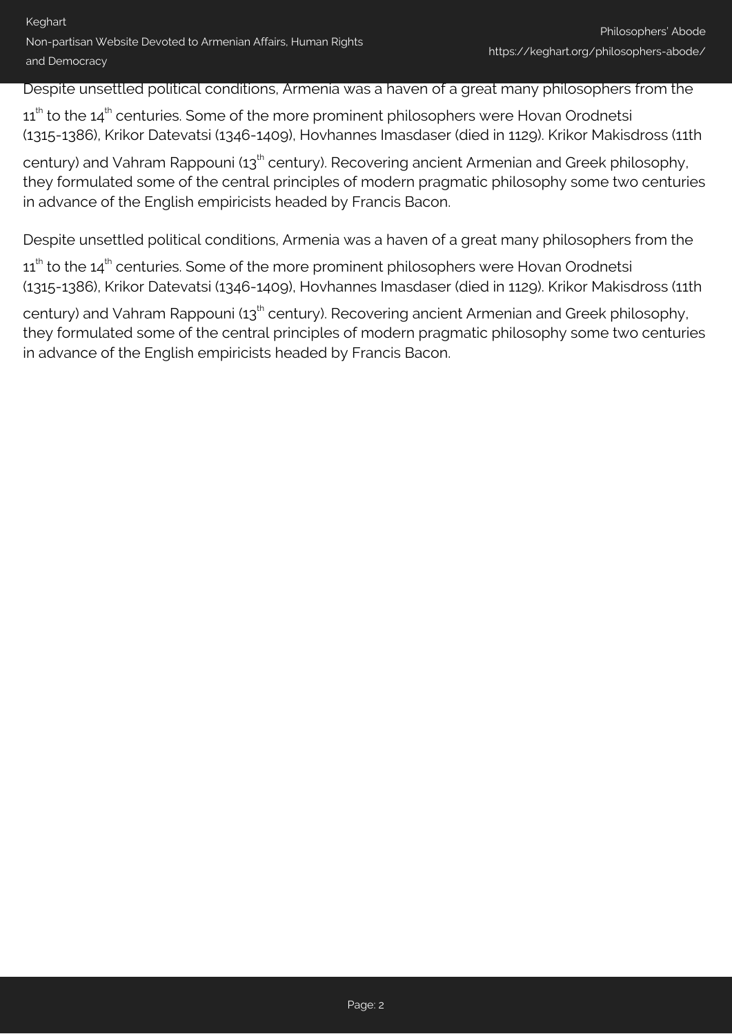Despite unsettled political conditions, Armenia was a haven of a great many philosophers from the 11th to the 14th centuries. Some of the more prominent philosophers were Hovan Orodnetsi (1315-1386), Krikor Datevatsi (1346-1409), Hovhannes Imasdaser (died in 1129). Krikor Makisdross (11th century) and Vahram Rappouni (13th century). Recovering ancient Armenian and Greek philosophy, they formulated some of the central principles of modern pragmatic philosophy some two centuries in advance of the English empiricists headed by Francis Bacon.

Despite unsettled political conditions, Armenia was a haven of a great many philosophers from the 11th to the 14th centuries. Some of the more prominent philosophers were Hovan Orodnetsi (1315-1386), Krikor Datevatsi (1346-1409), Hovhannes Imasdaser (died in 1129). Krikor Makisdross (11th century) and Vahram Rappouni (13th century). Recovering ancient Armenian and Greek philosophy, they formulated some of the central principles of modern pragmatic philosophy some two centuries in advance of the English empiricists headed by Francis Bacon.